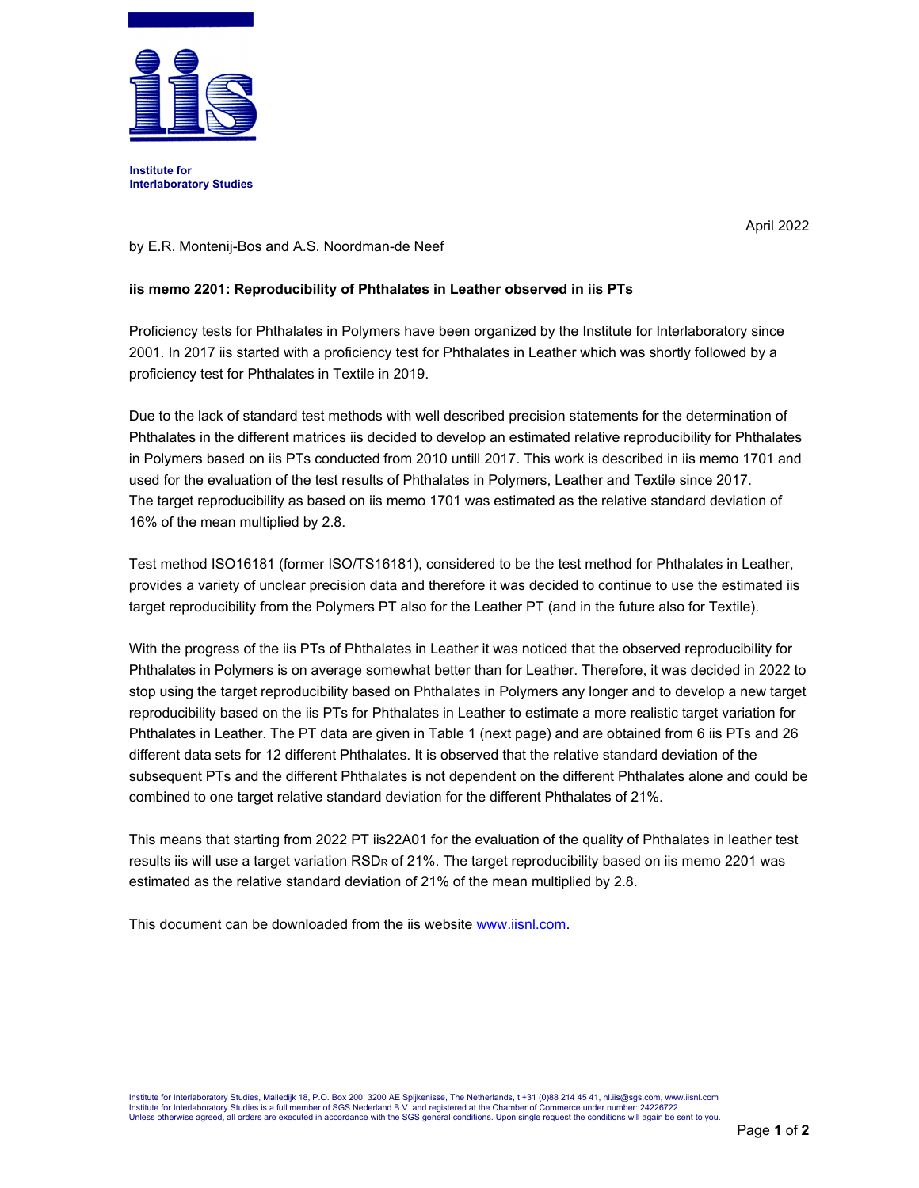**Institute for Interlaboratory Studies**

April 2022

by E.R. Montenij-Bos and A.S. Noordman-de Neef

**iis memo 2201: Reproducibility of Phthalates in Leather observed in iis PTs**

Proficiency tests for Phthalates in Polymers have been organized by the Institute for Interlaboratory since 2001. In 2017 iis started with a proficiency test for Phthalates in Leather which was shortly followed by a proficiency test for Phthalates in Textile in 2019.

Due to the lack of standard test methods with well described precision statements for the determination of Phthalates in the different matrices iis decided to develop an estimated relative reproducibility for Phthalates in Polymers based on iis PTs conducted from 2010 untill 2017. This work is described in iis memo 1701 and used for the evaluation of the test results of Phthalates in Polymers, Leather and Textile since 2017. The target reproducibility as based on iis memo 1701 was estimated as the relative standard deviation of 16% of the mean multiplied by 2.8.

Test method ISO16181 (former ISO/TS16181), considered to be the test method for Phthalates in Leather, provides a variety of unclear precision data and therefore it was decided to continue to use the estimated iis target reproducibility from the Polymers PT also for the Leather PT (and in the future also for Textile).

With the progress of the iis PTs of Phthalates in Leather it was noticed that the observed reproducibility for Phthalates in Polymers is on average somewhat better than for Leather. Therefore, it was decided in 2022 to stop using the target reproducibility based on Phthalates in Polymers any longer and to develop a new target reproducibility based on the iis PTs for Phthalates in Leather to estimate a more realistic target variation for Phthalates in Leather. The PT data are given in Table 1 (next page) and are obtained from 6 iis PTs and 26 different data sets for 12 different Phthalates. It is observed that the relative standard deviation of the subsequent PTs and the different Phthalates is not dependent on the different Phthalates alone and could be combined to one target relative standard deviation for the different Phthalates of 21%.

This means that starting from 2022 PT iis22A01 for the evaluation of the quality of Phthalates in leather test results iis will use a target variation $RSD_R$ of 21%. The target reproducibility based on iis memo 2201 was estimated as the relative standard deviation of 21% of the mean multiplied by 2.8.

This document can be downloaded from the iis website [www.iisnl.com](http://www.iisnl.com).

Institute for Interlaboratory Studies, Malledijk 18, P.O. Box 200, 3200 AE Spijkenisse, The Netherlands, t +31 (0)88 214 45 41, nl.iis@sgs.com, www.iisnl.com
Institute for Interlaboratory Studies is a full member of SGS Nederland B.V. and registered at the Chamber of Commerce under number: 24226722.
Unless otherwise agreed, all orders are executed in accordance with the SGS general conditions. Upon single request the conditions will again be sent to you.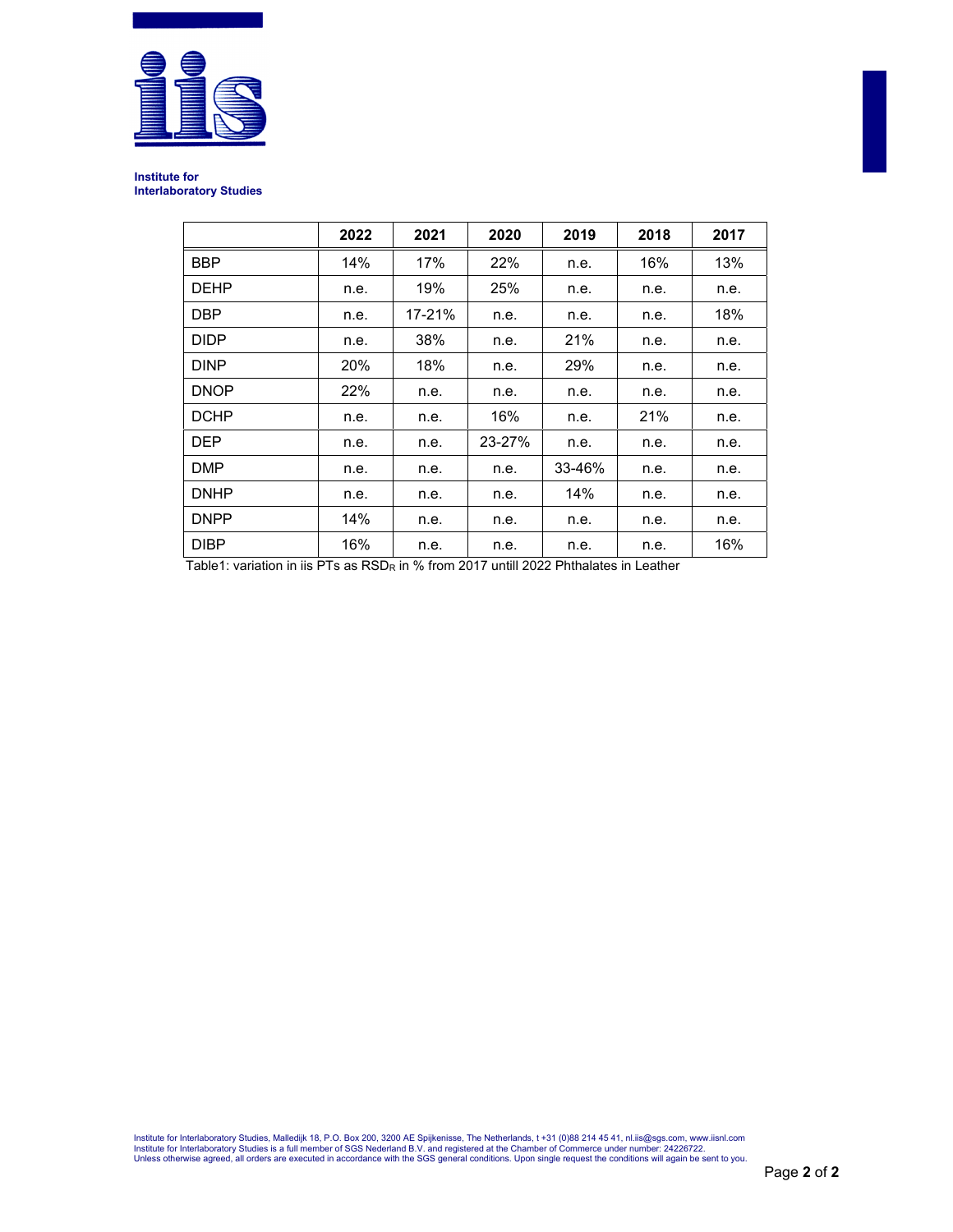| | 2022 | 2021 | 2020 | 2019 | 2018 | 2017 |
|---|---|---|---|---|---|---|
| BBP | 14% | 17% | 22% | n.e. | 16% | 13% |
| DEHP | n.e. | 19% | 25% | n.e. | n.e. | n.e. |
| DBP | n.e. | 17-21% | n.e. | n.e. | n.e. | 18% |
| DIDP | n.e. | 38% | n.e. | 21% | n.e. | n.e. |
| DINP | 20% | 18% | n.e. | 29% | n.e. | n.e. |
| DNOP | 22% | n.e. | n.e. | n.e. | n.e. | n.e. |
| DCHP | n.e. | n.e. | 16% | n.e. | 21% | n.e. |
| DEP | n.e. | n.e. | 23-27% | n.e. | n.e. | n.e. |
| DMP | n.e. | n.e. | n.e. | 33-46% | n.e. | n.e. |
| DNHP | n.e. | n.e. | n.e. | 14% | n.e. | n.e. |
| DNPP | 14% | n.e. | n.e. | n.e. | n.e. | n.e. |
| DIBP | 16% | n.e. | n.e. | n.e. | n.e. | 16% |

Table1: variation in iis PTs as $RSD_R$ in % from 2017 untill 2022 Phthalates in Leather